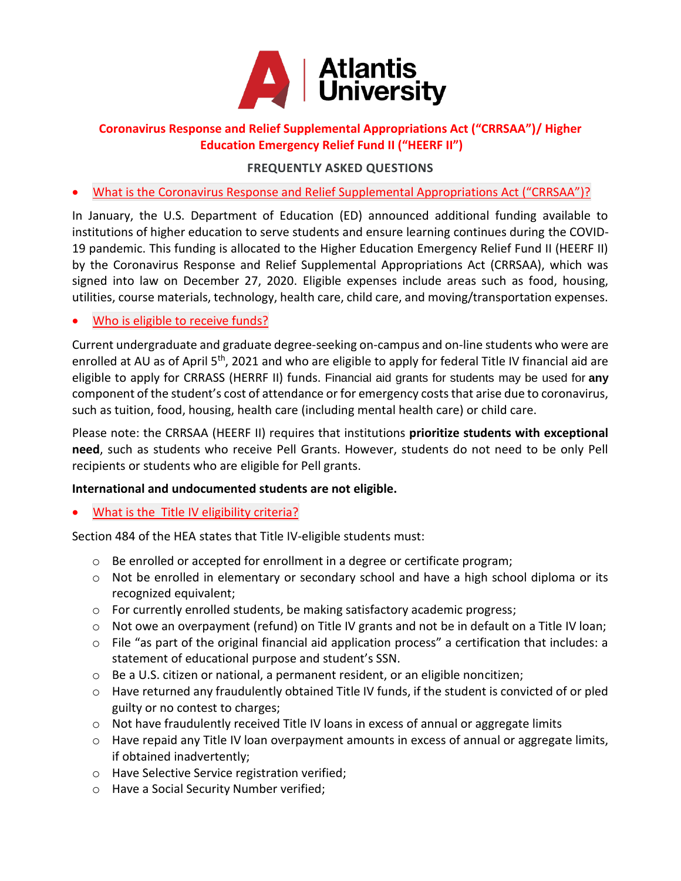# Atlantis University

## Coronavirus Response and Relief Supplemental Appropriations Act (“CRRSAA”)/ Higher Education Emergency Relief Fund II (“HEERF II”)

### FREQUENTLY ASKED QUESTIONS

- What is the Coronavirus Response and Relief Supplemental Appropriations Act (“CRRSAA”)?

In January, the U.S. Department of Education (ED) announced additional funding available to institutions of higher education to serve students and ensure learning continues during the COVID-19 pandemic. This funding is allocated to the Higher Education Emergency Relief Fund II (HEERF II) by the Coronavirus Response and Relief Supplemental Appropriations Act (CRRSAA), which was signed into law on December 27, 2020. Eligible expenses include areas such as food, housing, utilities, course materials, technology, health care, child care, and moving/transportation expenses.

- Who is eligible to receive funds?

Current undergraduate and graduate degree-seeking on-campus and on-line students who were are enrolled at AU as of April 5th, 2021 and who are eligible to apply for federal Title IV financial aid are eligible to apply for CRRASS (HERRF II) funds. Financial aid grants for students may be used for **any** component of the student’s cost of attendance or for emergency costs that arise due to coronavirus, such as tuition, food, housing, health care (including mental health care) or child care.

Please note: the CRRSAA (HEERF II) requires that institutions **prioritize students with exceptional need**, such as students who receive Pell Grants. However, students do not need to be only Pell recipients or students who are eligible for Pell grants.

**International and undocumented students are not eligible.**

- What is the Title IV eligibility criteria?

Section 484 of the HEA states that Title IV-eligible students must:

- Be enrolled or accepted for enrollment in a degree or certificate program;
- Not be enrolled in elementary or secondary school and have a high school diploma or its recognized equivalent;
- For currently enrolled students, be making satisfactory academic progress;
- Not owe an overpayment (refund) on Title IV grants and not be in default on a Title IV loan;
- File “as part of the original financial aid application process” a certification that includes: a statement of educational purpose and student’s SSN.
- Be a U.S. citizen or national, a permanent resident, or an eligible noncitizen;
- Have returned any fraudulently obtained Title IV funds, if the student is convicted of or pled guilty or no contest to charges;
- Not have fraudulently received Title IV loans in excess of annual or aggregate limits
- Have repaid any Title IV loan overpayment amounts in excess of annual or aggregate limits, if obtained inadvertently;
- Have Selective Service registration verified;
- Have a Social Security Number verified;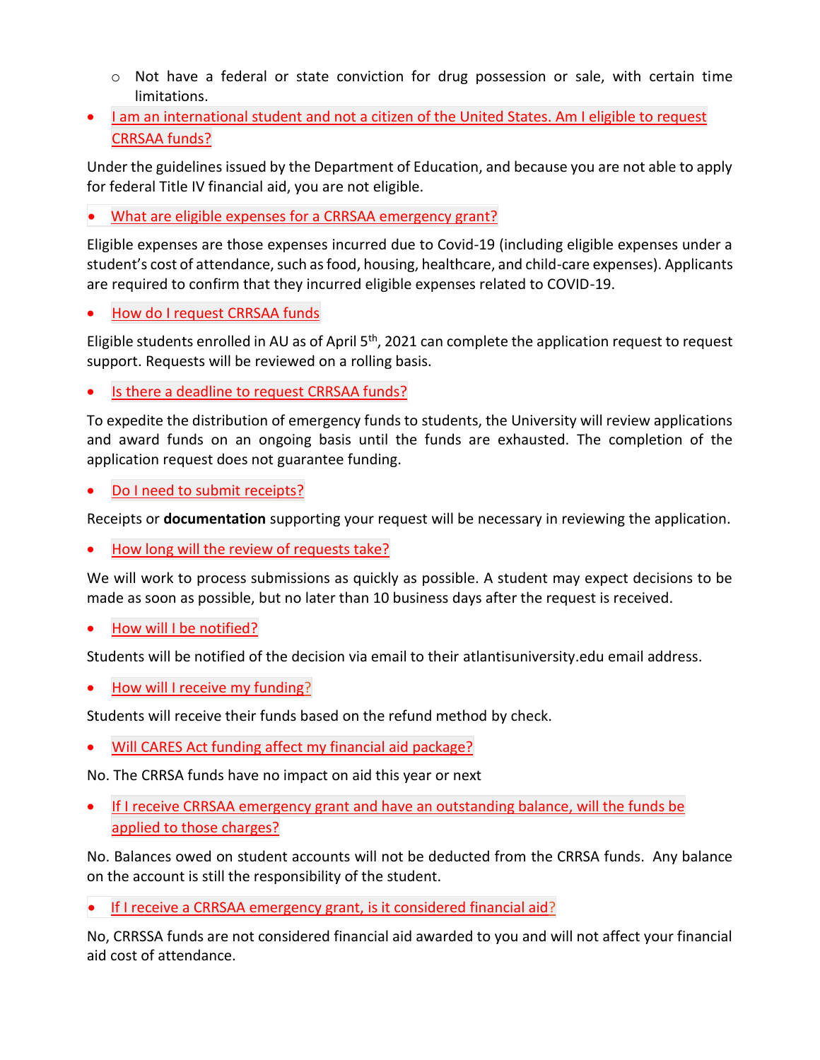- Not have a federal or state conviction for drug possession or sale, with certain time limitations.

- I am an international student and not a citizen of the United States. Am I eligible to request CRRSAA funds?

Under the guidelines issued by the Department of Education, and because you are not able to apply for federal Title IV financial aid, you are not eligible.

- What are eligible expenses for a CRRSAA emergency grant?

Eligible expenses are those expenses incurred due to Covid-19 (including eligible expenses under a student's cost of attendance, such as food, housing, healthcare, and child-care expenses). Applicants are required to confirm that they incurred eligible expenses related to COVID-19.

- How do I request CRRSAA funds

Eligible students enrolled in AU as of April 5th, 2021 can complete the application request to request support. Requests will be reviewed on a rolling basis.

- Is there a deadline to request CRRSAA funds?

To expedite the distribution of emergency funds to students, the University will review applications and award funds on an ongoing basis until the funds are exhausted. The completion of the application request does not guarantee funding.

- Do I need to submit receipts?

Receipts or **documentation** supporting your request will be necessary in reviewing the application.

- How long will the review of requests take?

We will work to process submissions as quickly as possible. A student may expect decisions to be made as soon as possible, but no later than 10 business days after the request is received.

- How will I be notified?

Students will be notified of the decision via email to their atlantisuniversity.edu email address.

- How will I receive my funding?

Students will receive their funds based on the refund method by check.

- Will CARES Act funding affect my financial aid package?

No. The CRRSA funds have no impact on aid this year or next

- If I receive CRRSAA emergency grant and have an outstanding balance, will the funds be applied to those charges?

No. Balances owed on student accounts will not be deducted from the CRRSA funds. Any balance on the account is still the responsibility of the student.

- If I receive a CRRSAA emergency grant, is it considered financial aid?

No, CRRSSA funds are not considered financial aid awarded to you and will not affect your financial aid cost of attendance.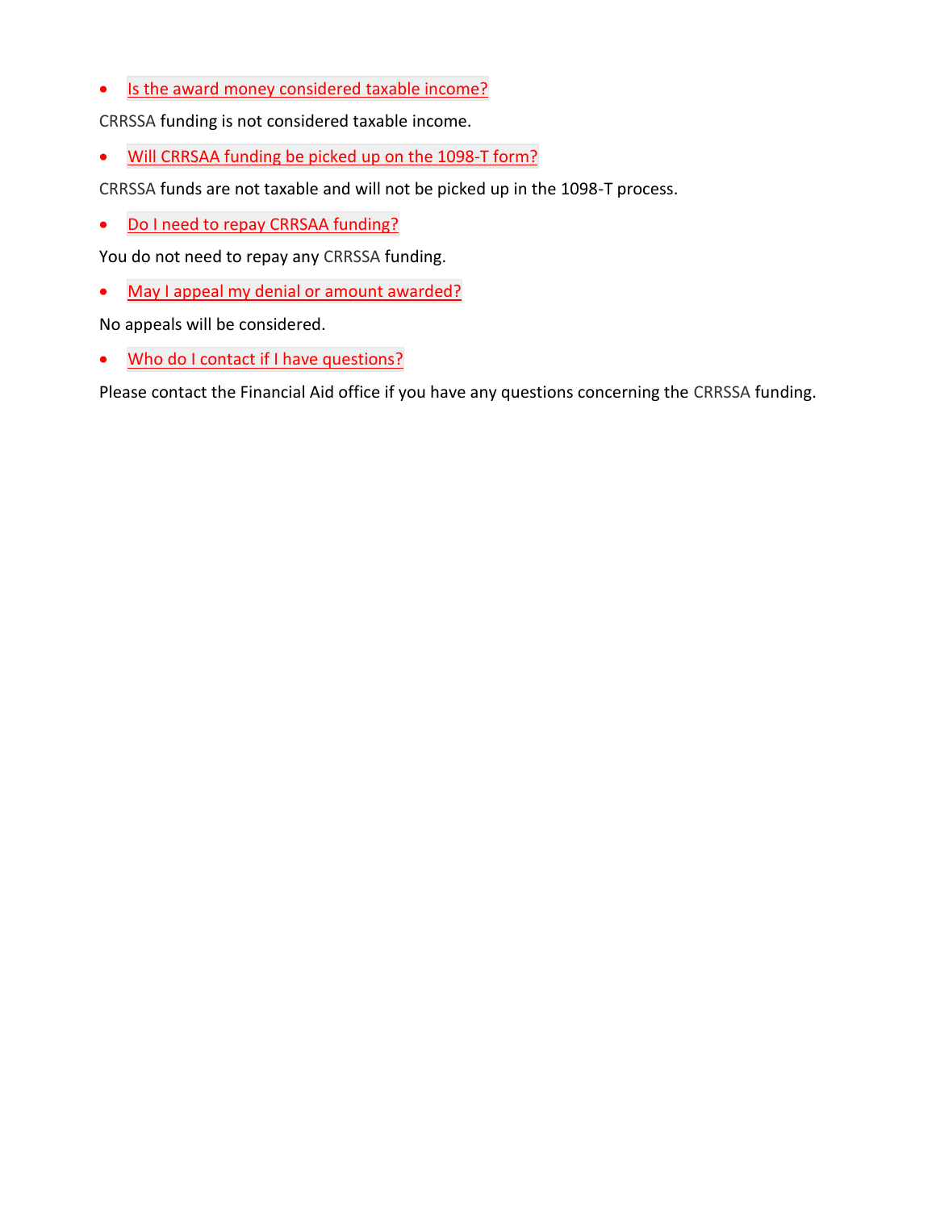- Is the award money considered taxable income?

CRRSSA funding is not considered taxable income.

- Will CRRSAA funding be picked up on the 1098-T form?

CRRSSA funds are not taxable and will not be picked up in the 1098-T process.

- Do I need to repay CRRSAA funding?

You do not need to repay any CRRSSA funding.

- May I appeal my denial or amount awarded?

No appeals will be considered.

- Who do I contact if I have questions?

Please contact the Financial Aid office if you have any questions concerning the CRRSSA funding.